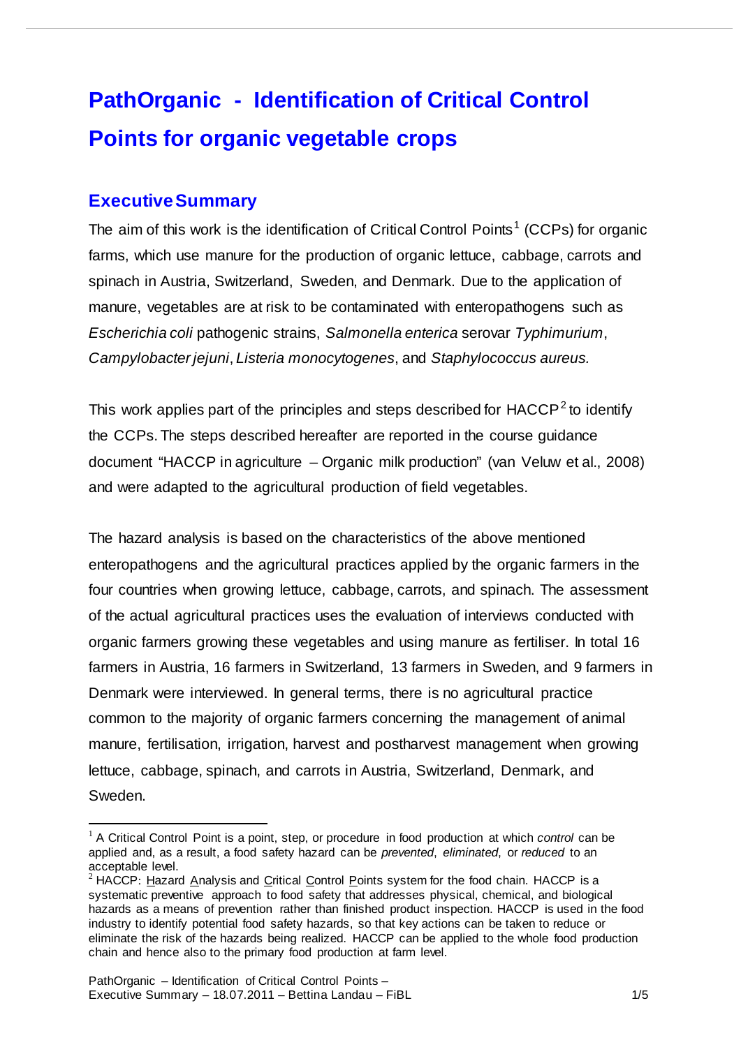# PathOrganic - Identification of Critical Control Points for organic vegetable crops

## Executive Summary

The aim of this work is the identification of Critical Control Points[1] (CCPs) for organic farms, which use manure for the production of organic lettuce, cabbage, carrots and spinach in Austria, Switzerland, Sweden, and Denmark. Due to the application of manure, vegetables are at risk to be contaminated with enteropathogens such as *Escherichia coli* pathogenic strains, *Salmonella enterica* serovar *Typhimurium*, *Campylobacter jejuni*, *Listeria monocytogenes*, and *Staphylococcus aureus.*

This work applies part of the principles and steps described for HACCP[2] to identify the CCPs. The steps described hereafter are reported in the course guidance document "HACCP in agriculture – Organic milk production" (van Veluw et al., 2008) and were adapted to the agricultural production of field vegetables.

The hazard analysis is based on the characteristics of the above mentioned enteropathogens and the agricultural practices applied by the organic farmers in the four countries when growing lettuce, cabbage, carrots, and spinach. The assessment of the actual agricultural practices uses the evaluation of interviews conducted with organic farmers growing these vegetables and using manure as fertiliser. In total 16 farmers in Austria, 16 farmers in Switzerland, 13 farmers in Sweden, and 9 farmers in Denmark were interviewed. In general terms, there is no agricultural practice common to the majority of organic farmers concerning the management of animal manure, fertilisation, irrigation, harvest and postharvest management when growing lettuce, cabbage, spinach, and carrots in Austria, Switzerland, Denmark, and Sweden.

---

[1] A Critical Control Point is a point, step, or procedure in food production at which *control* can be applied and, as a result, a food safety hazard can be *prevented*, *eliminated*, or *reduced* to an acceptable level.

[2] HACCP: Hazard Analysis and Critical Control Points system for the food chain. HACCP is a systematic preventive approach to food safety that addresses physical, chemical, and biological hazards as a means of prevention rather than finished product inspection. HACCP is used in the food industry to identify potential food safety hazards, so that key actions can be taken to reduce or eliminate the risk of the hazards being realized. HACCP can be applied to the whole food production chain and hence also to the primary food production at farm level.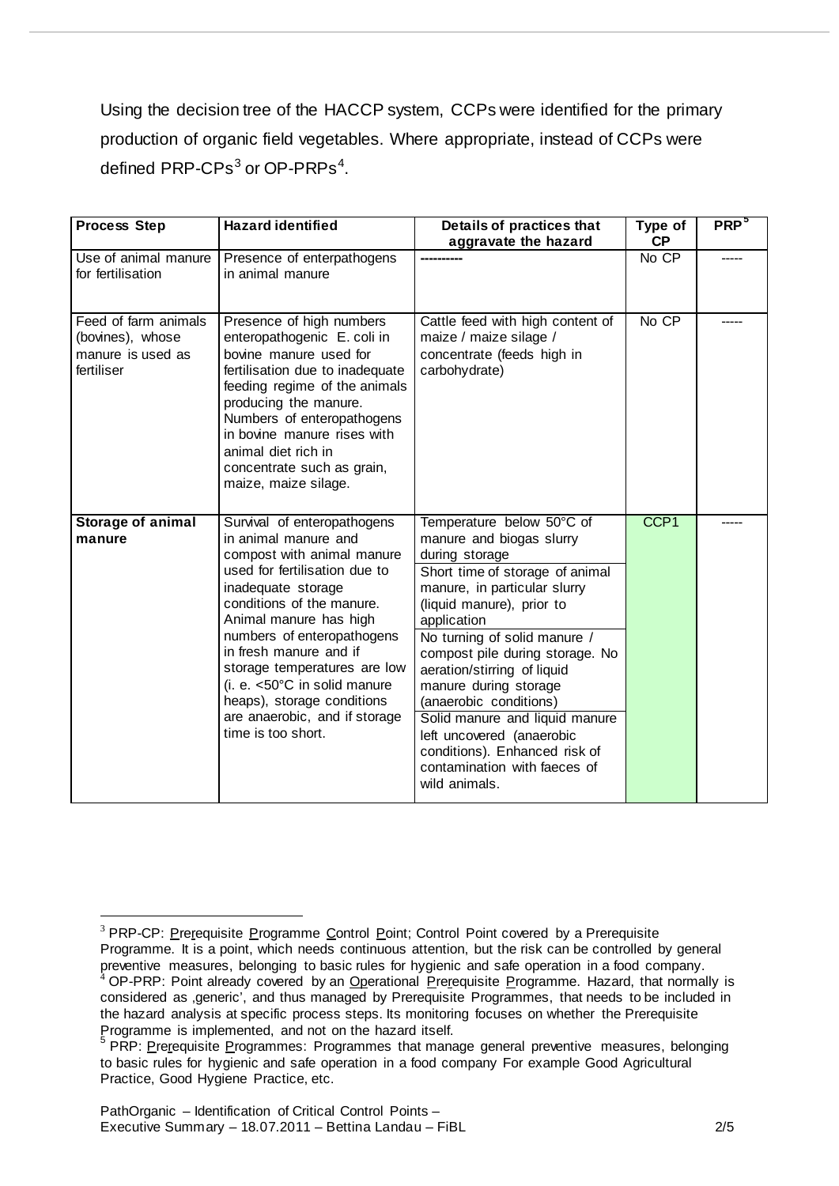Using the decision tree of the HACCP system, CCPs were identified for the primary production of organic field vegetables. Where appropriate, instead of CCPs were defined PRP-CPs[3] or OP-PRPs[4].

| Process Step | Hazard identified | Details of practices that aggravate the hazard | Type of CP | PRP[5] |
|---|---|---|---|---|
| Use of animal manure for fertilisation | Presence of enterpathogens in animal manure | ---------- | No CP | ----- |
| Feed of farm animals (bovines), whose manure is used as fertiliser | Presence of high numbers enteropathogenic E. coli in bovine manure used for fertilisation due to inadequate feeding regime of the animals producing the manure. Numbers of enteropathogens in bovine manure rises with animal diet rich in concentrate such as grain, maize, maize silage. | Cattle feed with high content of maize / maize silage / concentrate (feeds high in carbohydrate) | No CP | ----- |
| **Storage of animal manure** | Survival of enteropathogens in animal manure and compost with animal manure used for fertilisation due to inadequate storage conditions of the manure. Animal manure has high numbers of enteropathogens in fresh manure and if storage temperatures are low (i. e. <50°C in solid manure heaps), storage conditions are anaerobic, and if storage time is too short. | Temperature below 50°C of manure and biogas slurry during storage<br>Short time of storage of animal manure, in particular slurry (liquid manure), prior to application<br>No turning of solid manure / compost pile during storage. No aeration/stirring of liquid manure during storage (anaerobic conditions)<br>Solid manure and liquid manure left uncovered (anaerobic conditions). Enhanced risk of contamination with faeces of wild animals. | CCP1 | ----- |

[3] PRP-CP: Prerequisite Programme Control Point; Control Point covered by a Prerequisite Programme. It is a point, which needs continuous attention, but the risk can be controlled by general preventive measures, belonging to basic rules for hygienic and safe operation in a food company.

[4] OP-PRP: Point already covered by an Operational Prerequisite Programme. Hazard, that normally is considered as ‚generic', and thus managed by Prerequisite Programmes, that needs to be included in the hazard analysis at specific process steps. Its monitoring focuses on whether the Prerequisite Programme is implemented, and not on the hazard itself.

[5] PRP: Prerequisite Programmes: Programmes that manage general preventive measures, belonging to basic rules for hygienic and safe operation in a food company For example Good Agricultural Practice, Good Hygiene Practice, etc.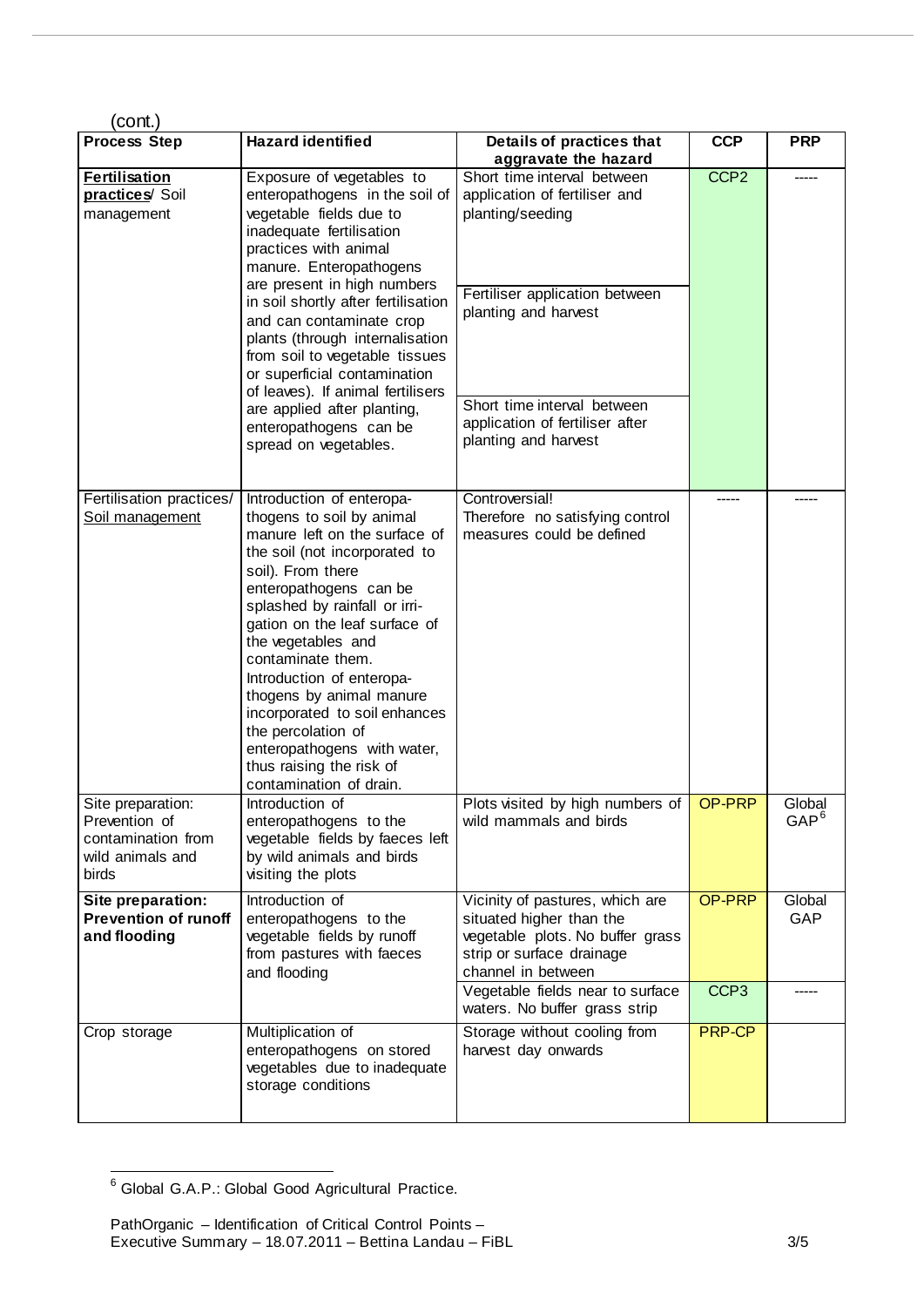(cont.)

| Process Step | Hazard identified | Details of practices that aggravate the hazard | CCP | PRP |
|---|---|---|---|---|
| **Fertilisation practices**/ Soil management | Exposure of vegetables to enteropathogens in the soil of vegetable fields due to inadequate fertilisation practices with animal manure. Enteropathogens are present in high numbers in soil shortly after fertilisation and can contaminate crop plants (through internalisation from soil to vegetable tissues or superficial contamination of leaves). If animal fertilisers are applied after planting, enteropathogens can be spread on vegetables. | Short time interval between application of fertiliser and planting/seeding<br><br>Fertiliser application between planting and harvest<br><br>Short time interval between application of fertiliser after planting and harvest | CCP2 | ----- |
| Fertilisation practices/ Soil management | Introduction of enteropathogens to soil by animal manure left on the surface of the soil (not incorporated to soil). From there enteropathogens can be splashed by rainfall or irrigation on the leaf surface of the vegetables and contaminate them. Introduction of enteropathogens by animal manure incorporated to soil enhances the percolation of enteropathogens with water, thus raising the risk of contamination of drain. | Controversial! Therefore no satisfying control measures could be defined | ----- | ----- |
| Site preparation: Prevention of contamination from wild animals and birds | Introduction of enteropathogens to the vegetable fields by faeces left by wild animals and birds visiting the plots | Plots visited by high numbers of wild mammals and birds | OP-PRP | Global GAP[6] |
| **Site preparation: Prevention of runoff and flooding** | Introduction of enteropathogens to the vegetable fields by runoff from pastures with faeces and flooding | Vicinity of pastures, which are situated higher than the vegetable plots. No buffer grass strip or surface drainage channel in between | OP-PRP | Global GAP |
| | | Vegetable fields near to surface waters. No buffer grass strip | CCP3 | ----- |
| Crop storage | Multiplication of enteropathogens on stored vegetables due to inadequate storage conditions | Storage without cooling from harvest day onwards | PRP-CP | |

[6] Global G.A.P.: Global Good Agricultural Practice.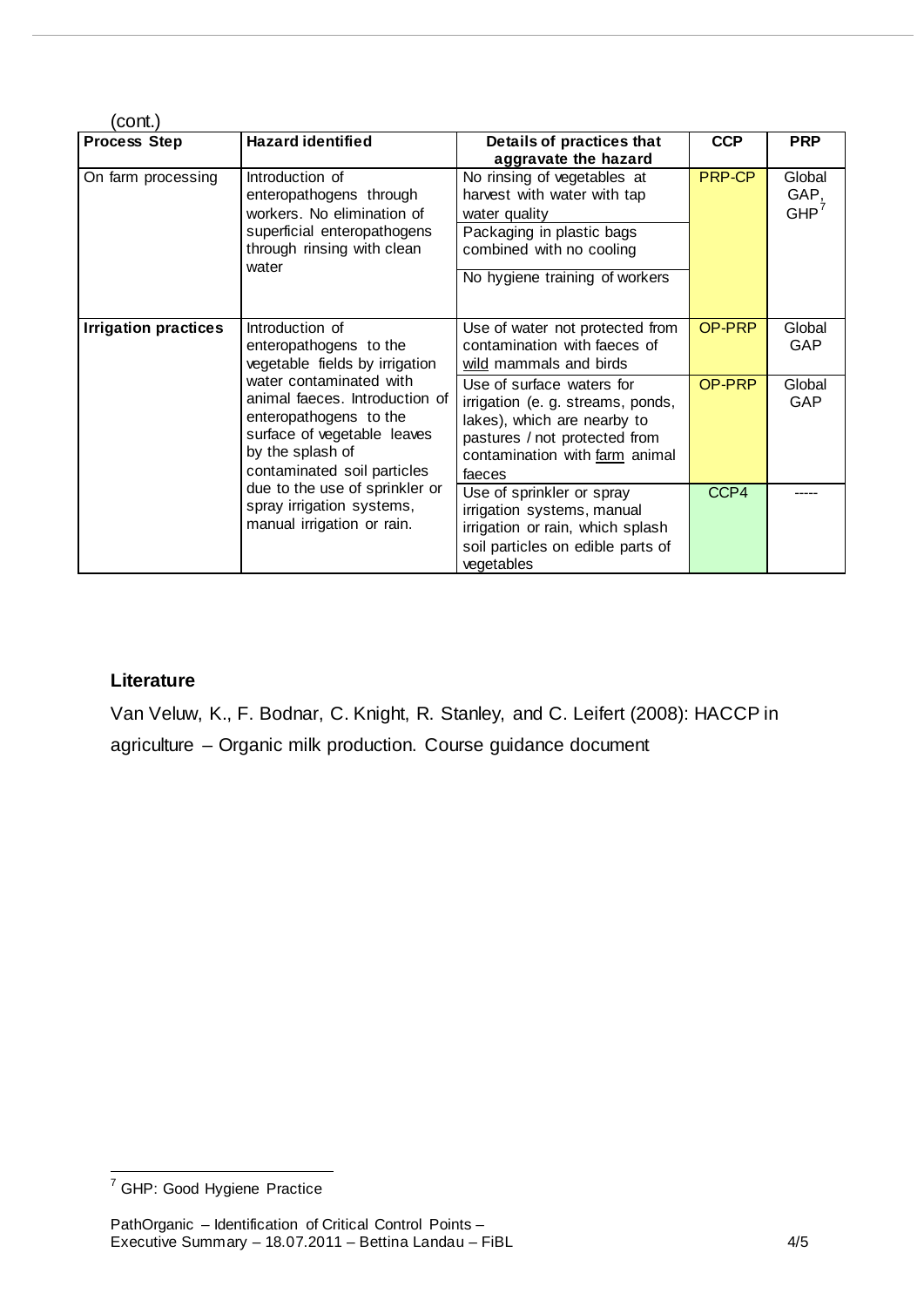(cont.)

| Process Step | Hazard identified | Details of practices that aggravate the hazard | CCP | PRP |
|---|---|---|---|---|
| On farm processing | Introduction of enteropathogens through workers. No elimination of superficial enteropathogens through rinsing with clean water | No rinsing of vegetables at harvest with water with tap water quality<br>Packaging in plastic bags combined with no cooling<br>No hygiene training of workers | PRP-CP | Global GAP, GHP[7] |
| **Irrigation practices** | Introduction of enteropathogens to the vegetable fields by irrigation water contaminated with animal faeces. Introduction of enteropathogens to the surface of vegetable leaves by the splash of contaminated soil particles due to the use of sprinkler or spray irrigation systems, manual irrigation or rain. | Use of water not protected from contamination with faeces of wild mammals and birds | OP-PRP | Global GAP |
| | | Use of surface waters for irrigation (e. g. streams, ponds, lakes), which are nearby to pastures / not protected from contamination with farm animal faeces | OP-PRP | Global GAP |
| | | Use of sprinkler or spray irrigation systems, manual irrigation or rain, which splash soil particles on edible parts of vegetables | CCP4 | ----- |

### Literature

Van Veluw, K., F. Bodnar, C. Knight, R. Stanley, and C. Leifert (2008): HACCP in agriculture – Organic milk production. Course guidance document

[7] GHP: Good Hygiene Practice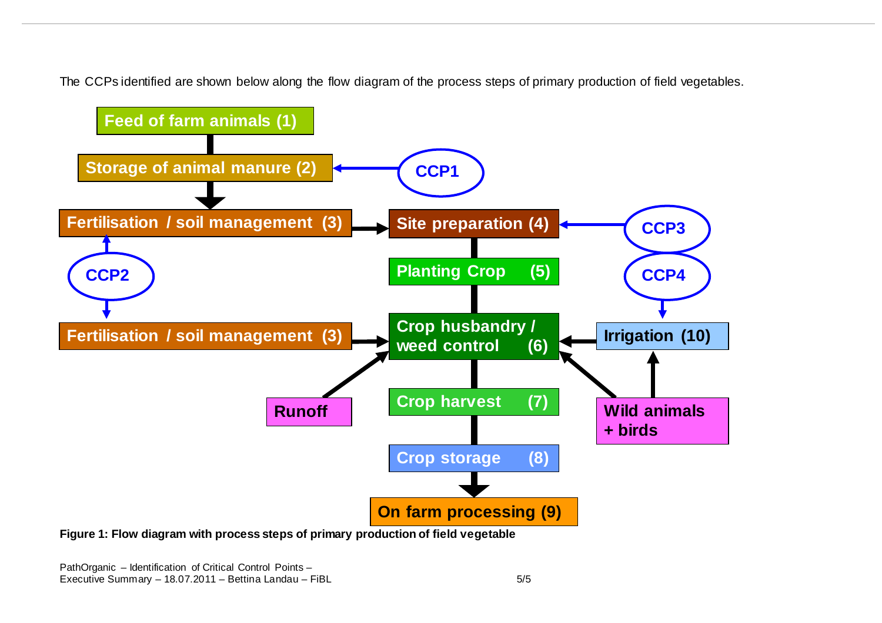The CCPs identified are shown below along the flow diagram of the process steps of primary production of field vegetables.

Feed of farm animals (1)

Storage of animal manure (2)

CCP1

Fertilisation / soil management (3)

Site preparation (4)

CCP3

CCP2

Planting Crop (5)

CCP4

Fertilisation / soil management (3)

Crop husbandry / weed control (6)

Irrigation (10)

Runoff

Crop harvest (7)

Wild animals + birds

Crop storage (8)

On farm processing (9)

**Figure 1: Flow diagram with process steps of primary production of field vegetable**